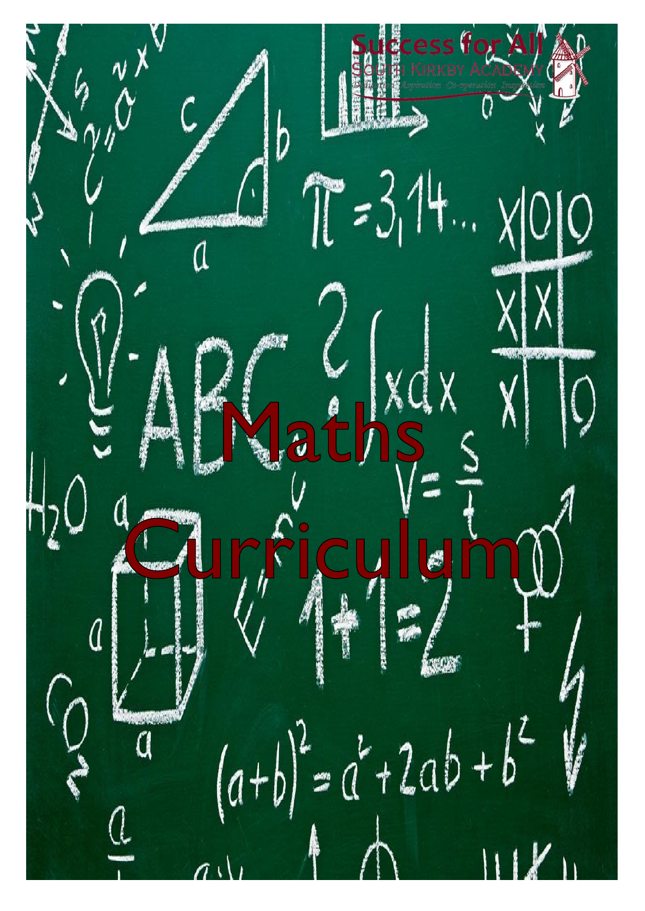Success for All

South Kirkby Academy

# Maths Curriculum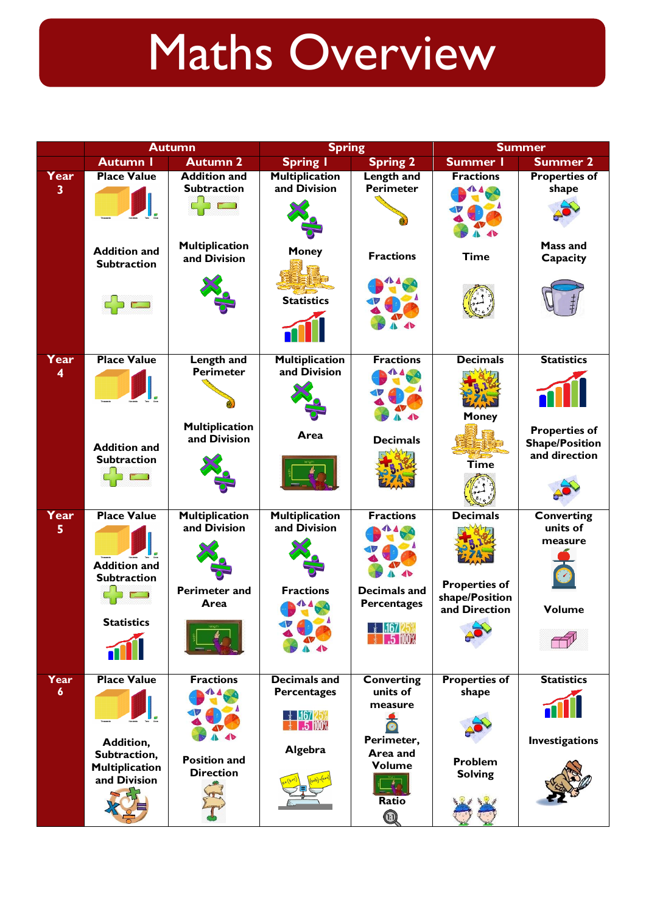# Maths Overview

| | Autumn | | Spring | | Summer | |
|---|---|---|---|---|---|---|
| | Autumn 1 | Autumn 2 | Spring 1 | Spring 2 | Summer 1 | Summer 2 |
| Year 3 | Place Value<br>Addition and Subtraction | Addition and Subtraction<br>Multiplication and Division | Multiplication and Division<br>Money<br>Statistics | Length and Perimeter<br>Fractions | Fractions<br>Time | Properties of shape<br>Mass and Capacity |
| Year 4 | Place Value<br>Addition and Subtraction | Length and Perimeter<br>Multiplication and Division | Multiplication and Division<br>Area | Fractions<br>Decimals | Decimals<br>Money<br>Time | Statistics<br>Properties of Shape/Position and direction |
| Year 5 | Place Value<br>Addition and Subtraction<br>Statistics | Multiplication and Division<br>Perimeter and Area | Multiplication and Division<br>Fractions | Fractions<br>Decimals and Percentages | Decimals<br>Properties of shape/Position and Direction | Converting units of measure<br>Volume |
| Year 6 | Place Value<br>Addition, Subtraction, Multiplication and Division | Fractions<br>Position and Direction | Decimals and Percentages<br>Algebra | Converting units of measure<br>Perimeter, Area and Volume<br>Ratio | Properties of shape<br>Problem Solving | Statistics<br>Investigations |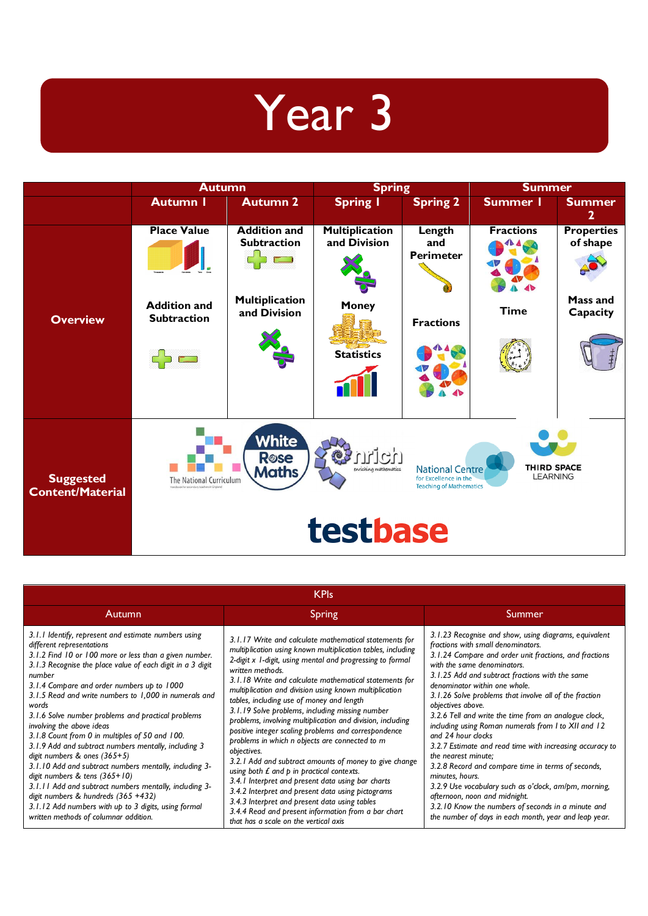# Year 3

| | Autumn | | Spring | | Summer | |
|---|---|---|---|---|---|---|
| | Autumn 1 | Autumn 2 | Spring 1 | Spring 2 | Summer 1 | Summer 2 |
| **Overview** | Place Value<br><br>Addition and Subtraction | Addition and Subtraction<br><br>Multiplication and Division | Multiplication and Division<br><br>Money<br><br>Statistics | Length and Perimeter<br><br>Fractions | Fractions<br><br>Time | Properties of shape<br><br>Mass and Capacity |
| **Suggested Content/Material** | The National Curriculum | White Rose Maths | nrich enriching mathematics | National Centre for Excellence in the Teaching of Mathematics | THIRD SPACE LEARNING | testbase |

| KPIs | | |
|---|---|---|
| Autumn | Spring | Summer |
| *3.1.1 Identify, represent and estimate numbers using different representations*<br>*3.1.2 Find 10 or 100 more or less than a given number.*<br>*3.1.3 Recognise the place value of each digit in a 3 digit number*<br>*3.1.4 Compare and order numbers up to 1000*<br>*3.1.5 Read and write numbers to 1,000 in numerals and words*<br>*3.1.6 Solve number problems and practical problems involving the above ideas*<br>*3.1.8 Count from 0 in multiples of 50 and 100.*<br>*3.1.9 Add and subtract numbers mentally, including 3 digit numbers & ones (365+5)*<br>*3.1.10 Add and subtract numbers mentally, including 3-digit numbers & tens (365+10)*<br>*3.1.11 Add and subtract numbers mentally, including 3-digit numbers & hundreds (365 +432)*<br>*3.1.12 Add numbers with up to 3 digits, using formal written methods of columnar addition.* | *3.1.17 Write and calculate mathematical statements for multiplication using known multiplication tables, including 2-digit x 1-digit, using mental and progressing to formal written methods.*<br>*3.1.18 Write and calculate mathematical statements for multiplication and division using known multiplication tables, including use of money and length*<br>*3.1.19 Solve problems, including missing number problems, involving multiplication and division, including positive integer scaling problems and correspondence problems in which n objects are connected to m objects.*<br>*3.2.1 Add and subtract amounts of money to give change using both £ and p in practical contexts.*<br>*3.4.1 Interpret and present data using bar charts*<br>*3.4.2 Interpret and present data using pictograms*<br>*3.4.3 Interpret and present data using tables*<br>*3.4.4 Read and present information from a bar chart that has a scale on the vertical axis* | *3.1.23 Recognise and show, using diagrams, equivalent fractions with small denominators.*<br>*3.1.24 Compare and order unit fractions, and fractions with the same denominators.*<br>*3.1.25 Add and subtract fractions with the same denominator within one whole.*<br>*3.1.26 Solve problems that involve all of the fraction objectives above.*<br>*3.2.6 Tell and write the time from an analogue clock, including using Roman numerals from I to XII and 12 and 24 hour clocks*<br>*3.2.7 Estimate and read time with increasing accuracy to the nearest minute;*<br>*3.2.8 Record and compare time in terms of seconds, minutes, hours.*<br>*3.2.9 Use vocabulary such as o'clock, am/pm, morning, afternoon, noon and midnight.*<br>*3.2.10 Know the numbers of seconds in a minute and the number of days in each month, year and leap year.* |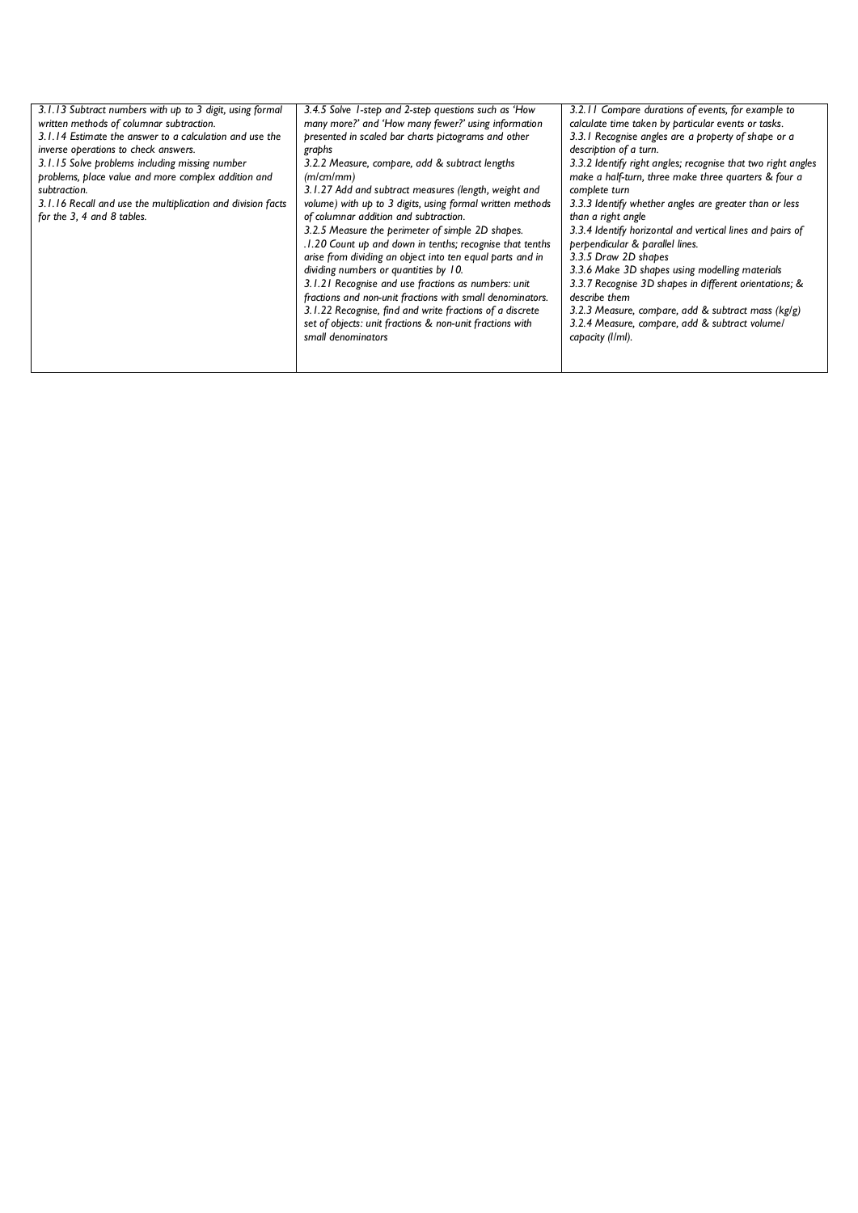| | | |
|---|---|---|
| *3.1.13 Subtract numbers with up to 3 digit, using formal written methods of columnar subtraction.*<br>*3.1.14 Estimate the answer to a calculation and use the inverse operations to check answers.*<br>*3.1.15 Solve problems including missing number problems, place value and more complex addition and subtraction.*<br>*3.1.16 Recall and use the multiplication and division facts for the 3, 4 and 8 tables.* | *3.4.5 Solve 1-step and 2-step questions such as 'How many more?' and 'How many fewer?' using information presented in scaled bar charts pictograms and other graphs*<br>*3.2.2 Measure, compare, add & subtract lengths (m/cm/mm)*<br>*3.1.27 Add and subtract measures (length, weight and volume) with up to 3 digits, using formal written methods of columnar addition and subtraction.*<br>*3.2.5 Measure the perimeter of simple 2D shapes.*<br>*.1.20 Count up and down in tenths; recognise that tenths arise from dividing an object into ten equal parts and in dividing numbers or quantities by 10.*<br>*3.1.21 Recognise and use fractions as numbers: unit fractions and non-unit fractions with small denominators.*<br>*3.1.22 Recognise, find and write fractions of a discrete set of objects: unit fractions & non-unit fractions with small denominators* | *3.2.11 Compare durations of events, for example to calculate time taken by particular events or tasks.*<br>*3.3.1 Recognise angles are a property of shape or a description of a turn.*<br>*3.3.2 Identify right angles; recognise that two right angles make a half-turn, three make three quarters & four a complete turn*<br>*3.3.3 Identify whether angles are greater than or less than a right angle*<br>*3.3.4 Identify horizontal and vertical lines and pairs of perpendicular & parallel lines.*<br>*3.3.5 Draw 2D shapes*<br>*3.3.6 Make 3D shapes using modelling materials*<br>*3.3.7 Recognise 3D shapes in different orientations; & describe them*<br>*3.2.3 Measure, compare, add & subtract mass (kg/g)*<br>*3.2.4 Measure, compare, add & subtract volume/ capacity (l/ml).* |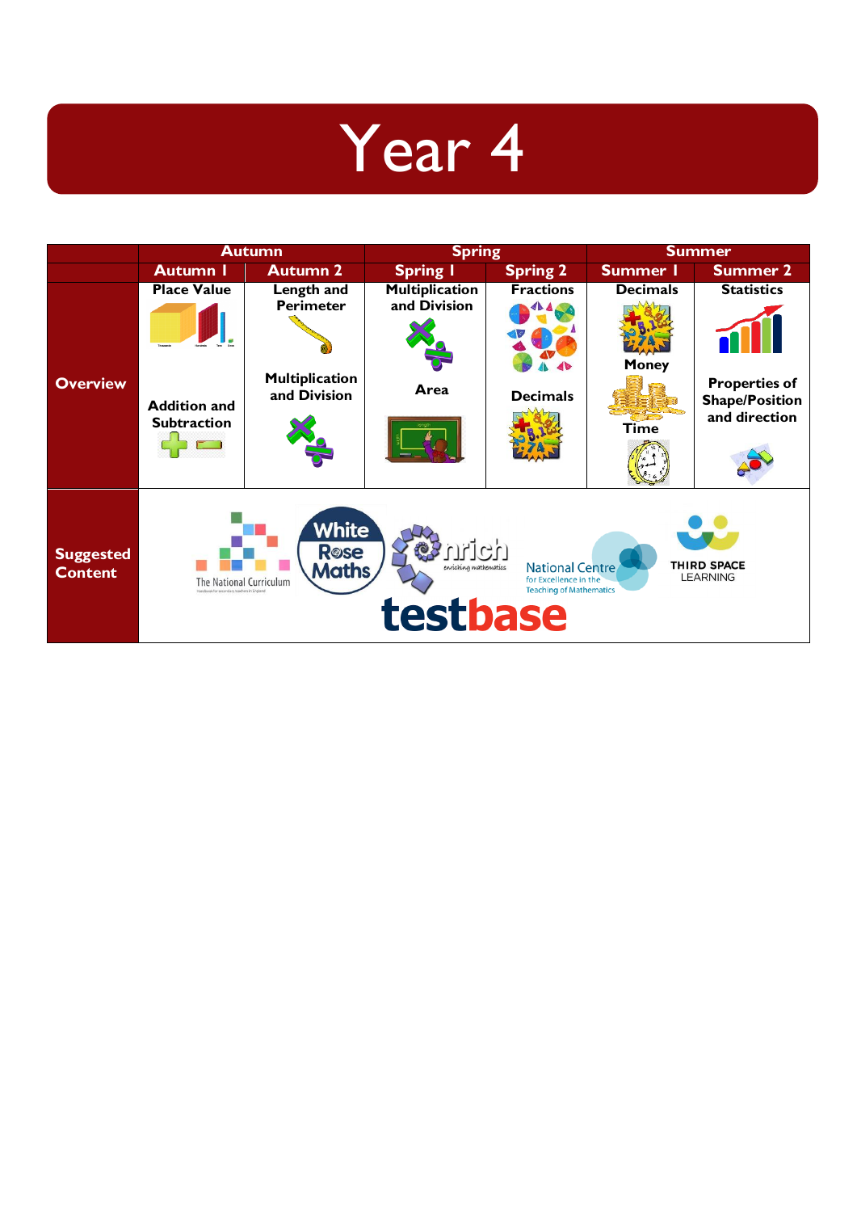# Year 4

| | Autumn | | Spring | | Summer | |
|---|---|---|---|---|---|---|
| | Autumn 1 | Autumn 2 | Spring 1 | Spring 2 | Summer 1 | Summer 2 |
| **Overview** | Place Value<br><br>Addition and Subtraction | Length and Perimeter<br><br>Multiplication and Division | Multiplication and Division<br><br>Area | Fractions<br><br>Decimals | Decimals<br><br>Money<br><br>Time | Statistics<br><br>Properties of Shape/Position and direction |
| **Suggested Content** | The National Curriculum, White Rose Maths, nrich enriching mathematics, National Centre for Excellence in the Teaching of Mathematics, THIRD SPACE LEARNING, testbase | | | | | |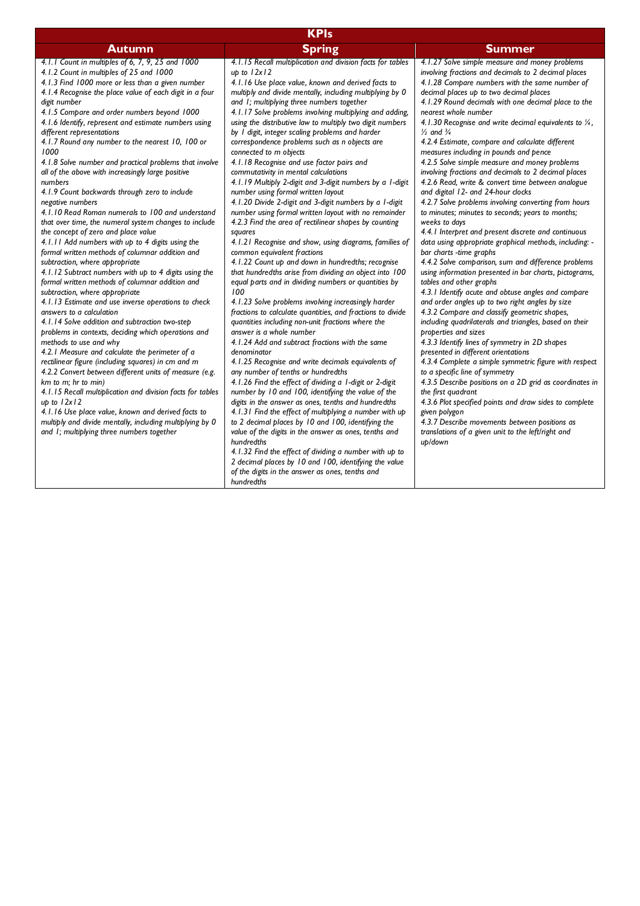| KPIs | | |
|---|---|---|
| **Autumn** | **Spring** | **Summer** |
| *4.1.1 Count in multiples of 6, 7, 9, 25 and 1000*<br>*4.1.2 Count in multiples of 25 and 1000*<br>*4.1.3 Find 1000 more or less than a given number*<br>*4.1.4 Recognise the place value of each digit in a four digit number*<br>*4.1.5 Compare and order numbers beyond 1000*<br>*4.1.6 Identify, represent and estimate numbers using different representations*<br>*4.1.7 Round any number to the nearest 10, 100 or 1000*<br>*4.1.8 Solve number and practical problems that involve all of the above with increasingly large positive numbers*<br>*4.1.9 Count backwards through zero to include negative numbers*<br>*4.1.10 Read Roman numerals to 100 and understand that over time, the numeral system changes to include the concept of zero and place value*<br>*4.1.11 Add numbers with up to 4 digits using the formal written methods of columnar addition and subtraction, where appropriate*<br>*4.1.12 Subtract numbers with up to 4 digits using the formal written methods of columnar addition and subtraction, where appropriate*<br>*4.1.13 Estimate and use inverse operations to check answers to a calculation*<br>*4.1.14 Solve addition and subtraction two-step problems in contexts, deciding which operations and methods to use and why*<br>*4.2.1 Measure and calculate the perimeter of a rectilinear figure (including squares) in cm and m*<br>*4.2.2 Convert between different units of measure (e.g. km to m; hr to min)*<br>*4.1.15 Recall multiplication and division facts for tables up to 12x12*<br>*4.1.16 Use place value, known and derived facts to multiply and divide mentally, including multiplying by 0 and 1; multiplying three numbers together* | *4.1.15 Recall multiplication and division facts for tables up to 12x12*<br>*4.1.16 Use place value, known and derived facts to multiply and divide mentally, including multiplying by 0 and 1; multiplying three numbers together*<br>*4.1.17 Solve problems involving multiplying and adding, using the distributive law to multiply two digit numbers by 1 digit, integer scaling problems and harder correspondence problems such as n objects are connected to m objects*<br>*4.1.18 Recognise and use factor pairs and commutativity in mental calculations*<br>*4.1.19 Multiply 2-digit and 3-digit numbers by a 1-digit number using formal written layout*<br>*4.1.20 Divide 2-digit and 3-digit numbers by a 1-digit number using formal written layout with no remainder*<br>*4.2.3 Find the area of rectilinear shapes by counting squares*<br>*4.1.21 Recognise and show, using diagrams, families of common equivalent fractions*<br>*4.1.22 Count up and down in hundredths; recognise that hundredths arise from dividing an object into 100 equal parts and in dividing numbers or quantities by 100*<br>*4.1.23 Solve problems involving increasingly harder fractions to calculate quantities, and fractions to divide quantities including non-unit fractions where the answer is a whole number*<br>*4.1.24 Add and subtract fractions with the same denominator*<br>*4.1.25 Recognise and write decimals equivalents of any number of tenths or hundredths*<br>*4.1.26 Find the effect of dividing a 1-digit or 2-digit number by 10 and 100, identifying the value of the digits in the answer as ones, tenths and hundredths*<br>*4.1.31 Find the effect of multiplying a number with up to 2 decimal places by 10 and 100, identifying the value of the digits in the answer as ones, tenths and hundredths*<br>*4.1.32 Find the effect of dividing a number with up to 2 decimal places by 10 and 100, identifying the value of the digits in the answer as ones, tenths and hundredths* | *4.1.27 Solve simple measure and money problems involving fractions and decimals to 2 decimal places*<br>*4.1.28 Compare numbers with the same number of decimal places up to two decimal places*<br>*4.1.29 Round decimals with one decimal place to the nearest whole number*<br>*4.1.30 Recognise and write decimal equivalents to ¼, ½ and ¾*<br>*4.2.4 Estimate, compare and calculate different measures including in pounds and pence*<br>*4.2.5 Solve simple measure and money problems involving fractions and decimals to 2 decimal places*<br>*4.2.6 Read, write & convert time between analogue and digital 12- and 24-hour clocks*<br>*4.2.7 Solve problems involving converting from hours to minutes; minutes to seconds; years to months; weeks to days*<br>*4.4.1 Interpret and present discrete and continuous data using appropriate graphical methods, including: - bar charts -time graphs*<br>*4.4.2 Solve comparison, sum and difference problems using information presented in bar charts, pictograms, tables and other graphs*<br>*4.3.1 Identify acute and obtuse angles and compare and order angles up to two right angles by size*<br>*4.3.2 Compare and classify geometric shapes, including quadrilaterals and triangles, based on their properties and sizes*<br>*4.3.3 Identify lines of symmetry in 2D shapes presented in different orientations*<br>*4.3.4 Complete a simple symmetric figure with respect to a specific line of symmetry*<br>*4.3.5 Describe positions on a 2D grid as coordinates in the first quadrant*<br>*4.3.6 Plot specified points and draw sides to complete given polygon*<br>*4.3.7 Describe movements between positions as translations of a given unit to the left/right and up/down* |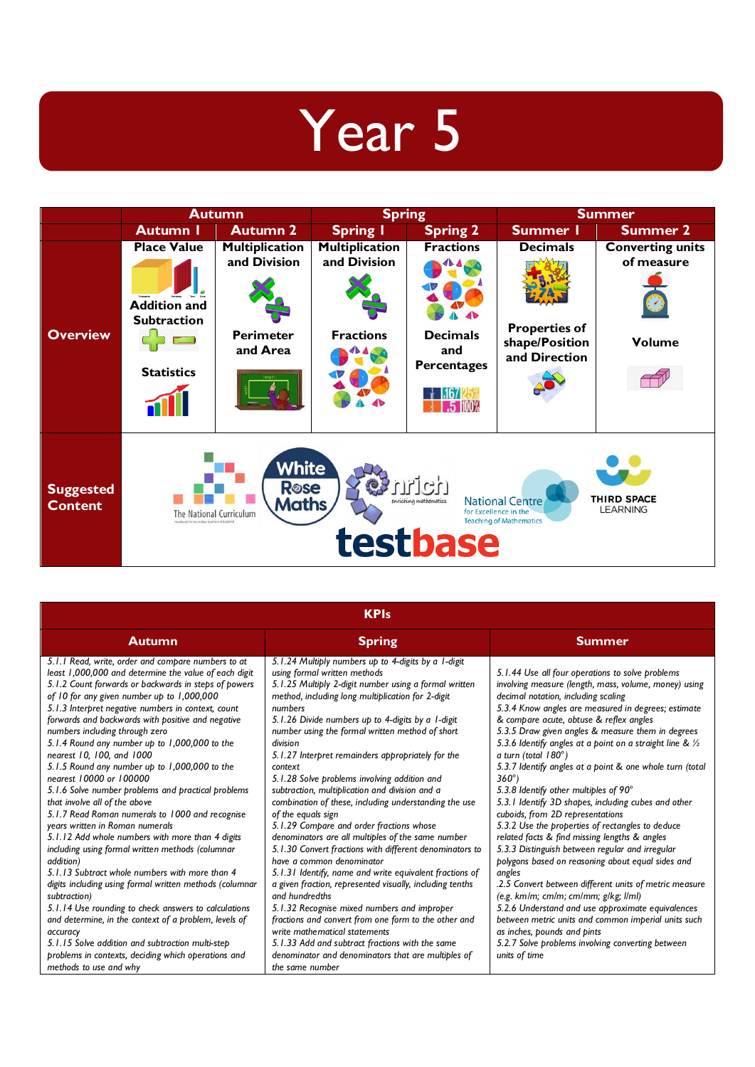# Year 5

| | Autumn | | Spring | | Summer | |
|---|---|---|---|---|---|---|
| | Autumn 1 | Autumn 2 | Spring 1 | Spring 2 | Summer 1 | Summer 2 |
| **Overview** | Place Value<br>Addition and Subtraction<br>Statistics | Multiplication and Division<br>Perimeter and Area | Multiplication and Division<br>Fractions | Fractions<br>Decimals and Percentages | Decimals<br>Properties of shape/Position and Direction | Converting units of measure<br>Volume |
| **Suggested Content** | The National Curriculum; White Rose Maths; nrich enriching mathematics; National Centre for Excellence in the Teaching of Mathematics; Third Space Learning; testbase | | | | | |

| KPIs | | |
|---|---|---|
| **Autumn** | **Spring** | **Summer** |
| *5.1.1 Read, write, order and compare numbers to at least 1,000,000 and determine the value of each digit*<br>*5.1.2 Count forwards or backwards in steps of powers of 10 for any given number up to 1,000,000*<br>*5.1.3 Interpret negative numbers in context, count forwards and backwards with positive and negative numbers including through zero*<br>*5.1.4 Round any number up to 1,000,000 to the nearest 10, 100, and 1000*<br>*5.1.5 Round any number up to 1,000,000 to the nearest 10000 or 100000*<br>*5.1.6 Solve number problems and practical problems that involve all of the above*<br>*5.1.7 Read Roman numerals to 1000 and recognise years written in Roman numerals*<br>*5.1.12 Add whole numbers with more than 4 digits including using formal written methods (columnar addition)*<br>*5.1.13 Subtract whole numbers with more than 4 digits including using formal written methods (columnar subtraction)*<br>*5.1.14 Use rounding to check answers to calculations and determine, in the context of a problem, levels of accuracy*<br>*5.1.15 Solve addition and subtraction multi-step problems in contexts, deciding which operations and methods to use and why* | *5.1.24 Multiply numbers up to 4-digits by a 1-digit using formal written methods*<br>*5.1.25 Multiply 2-digit number using a formal written method, including long multiplication for 2-digit numbers*<br>*5.1.26 Divide numbers up to 4-digits by a 1-digit number using the formal written method of short division*<br>*5.1.27 Interpret remainders appropriately for the context*<br>*5.1.28 Solve problems involving addition and subtraction, multiplication and division and a combination of these, including understanding the use of the equals sign*<br>*5.1.29 Compare and order fractions whose denominators are all multiples of the same number*<br>*5.1.30 Convert fractions with different denominators to have a common denominator*<br>*5.1.31 Identify, name and write equivalent fractions of a given fraction, represented visually, including tenths and hundredths*<br>*5.1.32 Recognise mixed numbers and improper fractions and convert from one form to the other and write mathematical statements*<br>*5.1.33 Add and subtract fractions with the same denominator and denominators that are multiples of the same number* | *5.1.44 Use all four operations to solve problems involving measure (length, mass, volume, money) using decimal notation, including scaling*<br>*5.3.4 Know angles are measured in degrees; estimate & compare acute, obtuse & reflex angles*<br>*5.3.5 Draw given angles & measure them in degrees*<br>*5.3.6 Identify angles at a point on a straight line & ½ a turn (total 180°)*<br>*5.3.7 Identify angles at a point & one whole turn (total 360°)*<br>*5.3.8 Identify other multiples of 90°*<br>*5.3.1 Identify 3D shapes, including cubes and other cuboids, from 2D representations*<br>*5.3.2 Use the properties of rectangles to deduce related facts & find missing lengths & angles*<br>*5.3.3 Distinguish between regular and irregular polygons based on reasoning about equal sides and angles*<br>*.2.5 Convert between different units of metric measure (e.g. km/m; cm/m; cm/mm; g/kg; l/ml)*<br>*5.2.6 Understand and use approximate equivalences between metric units and common imperial units such as inches, pounds and pints*<br>*5.2.7 Solve problems involving converting between units of time* |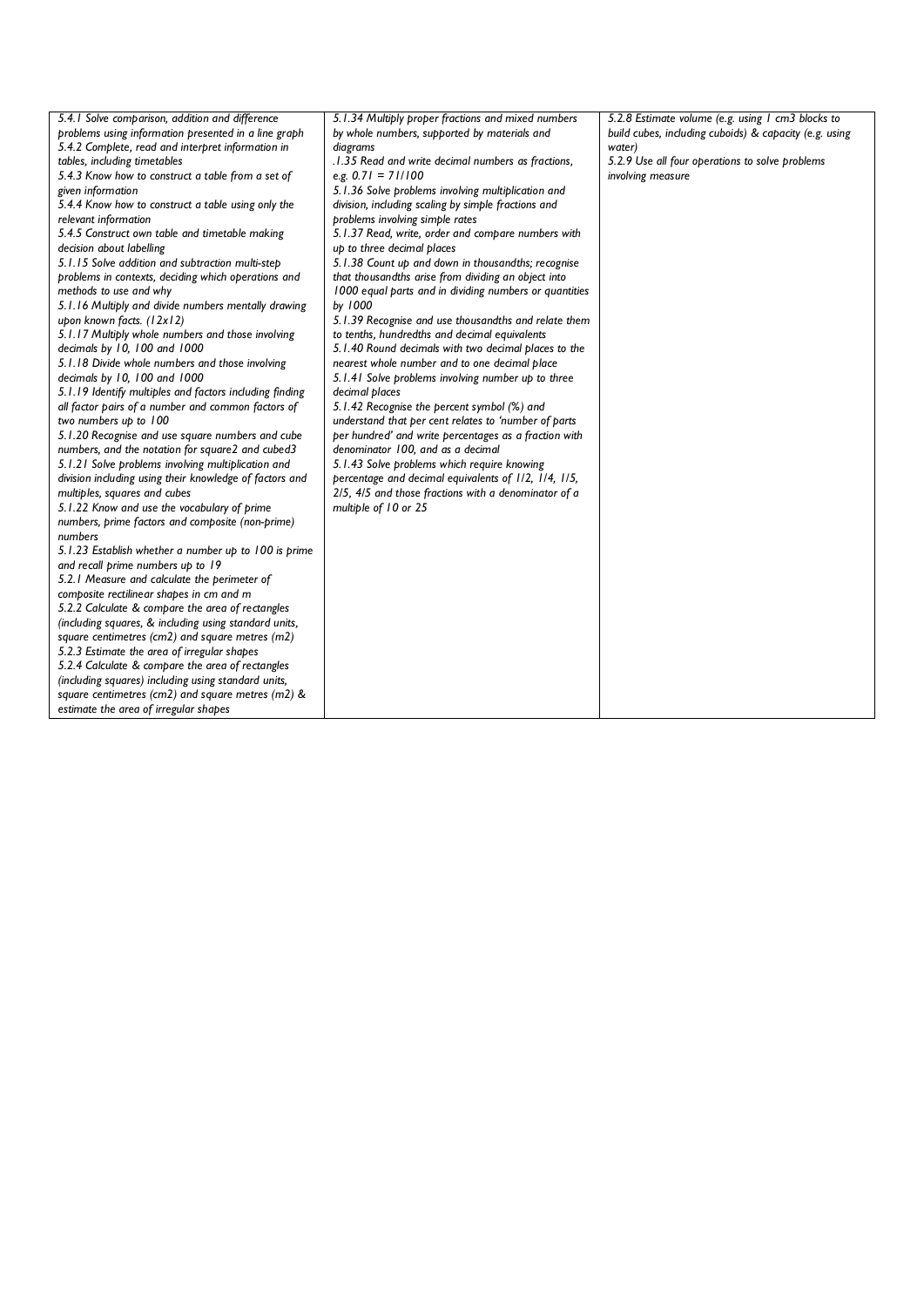| | | |
|---|---|---|
| *5.4.1 Solve comparison, addition and difference problems using information presented in a line graph*<br>*5.4.2 Complete, read and interpret information in tables, including timetables*<br>*5.4.3 Know how to construct a table from a set of given information*<br>*5.4.4 Know how to construct a table using only the relevant information*<br>*5.4.5 Construct own table and timetable making decision about labelling*<br>*5.1.15 Solve addition and subtraction multi-step problems in contexts, deciding which operations and methods to use and why*<br>*5.1.16 Multiply and divide numbers mentally drawing upon known facts. (12x12)*<br>*5.1.17 Multiply whole numbers and those involving decimals by 10, 100 and 1000*<br>*5.1.18 Divide whole numbers and those involving decimals by 10, 100 and 1000*<br>*5.1.19 Identify multiples and factors including finding all factor pairs of a number and common factors of two numbers up to 100*<br>*5.1.20 Recognise and use square numbers and cube numbers, and the notation for square2 and cubed3*<br>*5.1.21 Solve problems involving multiplication and division including using their knowledge of factors and multiples, squares and cubes*<br>*5.1.22 Know and use the vocabulary of prime numbers, prime factors and composite (non-prime) numbers*<br>*5.1.23 Establish whether a number up to 100 is prime and recall prime numbers up to 19*<br>*5.2.1 Measure and calculate the perimeter of composite rectilinear shapes in cm and m*<br>*5.2.2 Calculate & compare the area of rectangles (including squares, & including using standard units, square centimetres (cm2) and square metres (m2)*<br>*5.2.3 Estimate the area of irregular shapes*<br>*5.2.4 Calculate & compare the area of rectangles (including squares) including using standard units, square centimetres (cm2) and square metres (m2) & estimate the area of irregular shapes* | *5.1.34 Multiply proper fractions and mixed numbers by whole numbers, supported by materials and diagrams*<br>*.1.35 Read and write decimal numbers as fractions, e.g. 0.71 = 71/100*<br>*5.1.36 Solve problems involving multiplication and division, including scaling by simple fractions and problems involving simple rates*<br>*5.1.37 Read, write, order and compare numbers with up to three decimal places*<br>*5.1.38 Count up and down in thousandths; recognise that thousandths arise from dividing an object into 1000 equal parts and in dividing numbers or quantities by 1000*<br>*5.1.39 Recognise and use thousandths and relate them to tenths, hundredths and decimal equivalents*<br>*5.1.40 Round decimals with two decimal places to the nearest whole number and to one decimal place*<br>*5.1.41 Solve problems involving number up to three decimal places*<br>*5.1.42 Recognise the percent symbol (%) and understand that per cent relates to 'number of parts per hundred' and write percentages as a fraction with denominator 100, and as a decimal*<br>*5.1.43 Solve problems which require knowing percentage and decimal equivalents of 1/2, 1/4, 1/5, 2/5, 4/5 and those fractions with a denominator of a multiple of 10 or 25* | *5.2.8 Estimate volume (e.g. using 1 cm3 blocks to build cubes, including cuboids) & capacity (e.g. using water)*<br>*5.2.9 Use all four operations to solve problems involving measure* |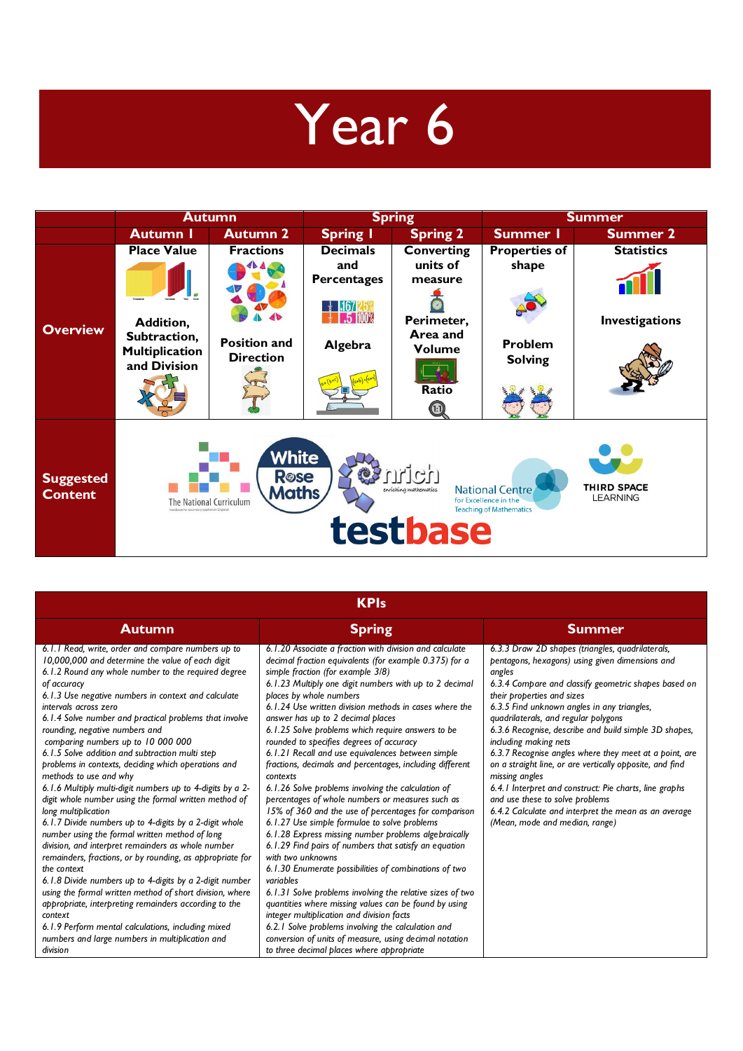# Year 6

| | Autumn | | Spring | | Summer | |
|---|---|---|---|---|---|---|
| | Autumn 1 | Autumn 2 | Spring 1 | Spring 2 | Summer 1 | Summer 2 |
| **Overview** | **Place Value**<br><br>**Addition, Subtraction, Multiplication and Division** | **Fractions**<br><br>**Position and Direction** | **Decimals and Percentages**<br><br>**Algebra** | **Converting units of measure**<br><br>**Perimeter, Area and Volume**<br><br>**Ratio** | **Properties of shape**<br><br>**Problem Solving** | **Statistics**<br><br>**Investigations** |
| **Suggested Content** | The National Curriculum, White Rose Maths, nrich enriching mathematics, National Centre for Excellence in the Teaching of Mathematics, THIRD SPACE LEARNING, testbase | | | | | |

| KPIs | | |
|---|---|---|
| **Autumn** | **Spring** | **Summer** |
| *6.1.1 Read, write, order and compare numbers up to 10,000,000 and determine the value of each digit*<br>*6.1.2 Round any whole number to the required degree of accuracy*<br>*6.1.3 Use negative numbers in context and calculate intervals across zero*<br>*6.1.4 Solve number and practical problems that involve rounding, negative numbers and comparing numbers up to 10 000 000*<br>*6.1.5 Solve addition and subtraction multi step problems in contexts, deciding which operations and methods to use and why*<br>*6.1.6 Multiply multi-digit numbers up to 4-digits by a 2-digit whole number using the formal written method of long multiplication*<br>*6.1.7 Divide numbers up to 4-digits by a 2-digit whole number using the formal written method of long division, and interpret remainders as whole number remainders, fractions, or by rounding, as appropriate for the context*<br>*6.1.8 Divide numbers up to 4-digits by a 2-digit number using the formal written method of short division, where appropriate, interpreting remainders according to the context*<br>*6.1.9 Perform mental calculations, including mixed numbers and large numbers in multiplication and division* | *6.1.20 Associate a fraction with division and calculate decimal fraction equivalents (for example 0.375) for a simple fraction (for example 3/8)*<br>*6.1.23 Multiply one digit numbers with up to 2 decimal places by whole numbers*<br>*6.1.24 Use written division methods in cases where the answer has up to 2 decimal places*<br>*6.1.25 Solve problems which require answers to be rounded to specifies degrees of accuracy*<br>*6.1.21 Recall and use equivalences between simple fractions, decimals and percentages, including different contexts*<br>*6.1.26 Solve problems involving the calculation of percentages of whole numbers or measures such as 15% of 360 and the use of percentages for comparison*<br>*6.1.27 Use simple formulae to solve problems*<br>*6.1.28 Express missing number problems algebraically*<br>*6.1.29 Find pairs of numbers that satisfy an equation with two unknowns*<br>*6.1.30 Enumerate possibilities of combinations of two variables*<br>*6.1.31 Solve problems involving the relative sizes of two quantities where missing values can be found by using integer multiplication and division facts*<br>*6.2.1 Solve problems involving the calculation and conversion of units of measure, using decimal notation to three decimal places where appropriate* | *6.3.3 Draw 2D shapes (triangles, quadrilaterals, pentagons, hexagons) using given dimensions and angles*<br>*6.3.4 Compare and classify geometric shapes based on their properties and sizes*<br>*6.3.5 Find unknown angles in any triangles, quadrilaterals, and regular polygons*<br>*6.3.6 Recognise, describe and build simple 3D shapes, including making nets*<br>*6.3.7 Recognise angles where they meet at a point, are on a straight line, or are vertically opposite, and find missing angles*<br>*6.4.1 Interpret and construct: Pie charts, line graphs and use these to solve problems*<br>*6.4.2 Calculate and interpret the mean as an average (Mean, mode and median, range)* |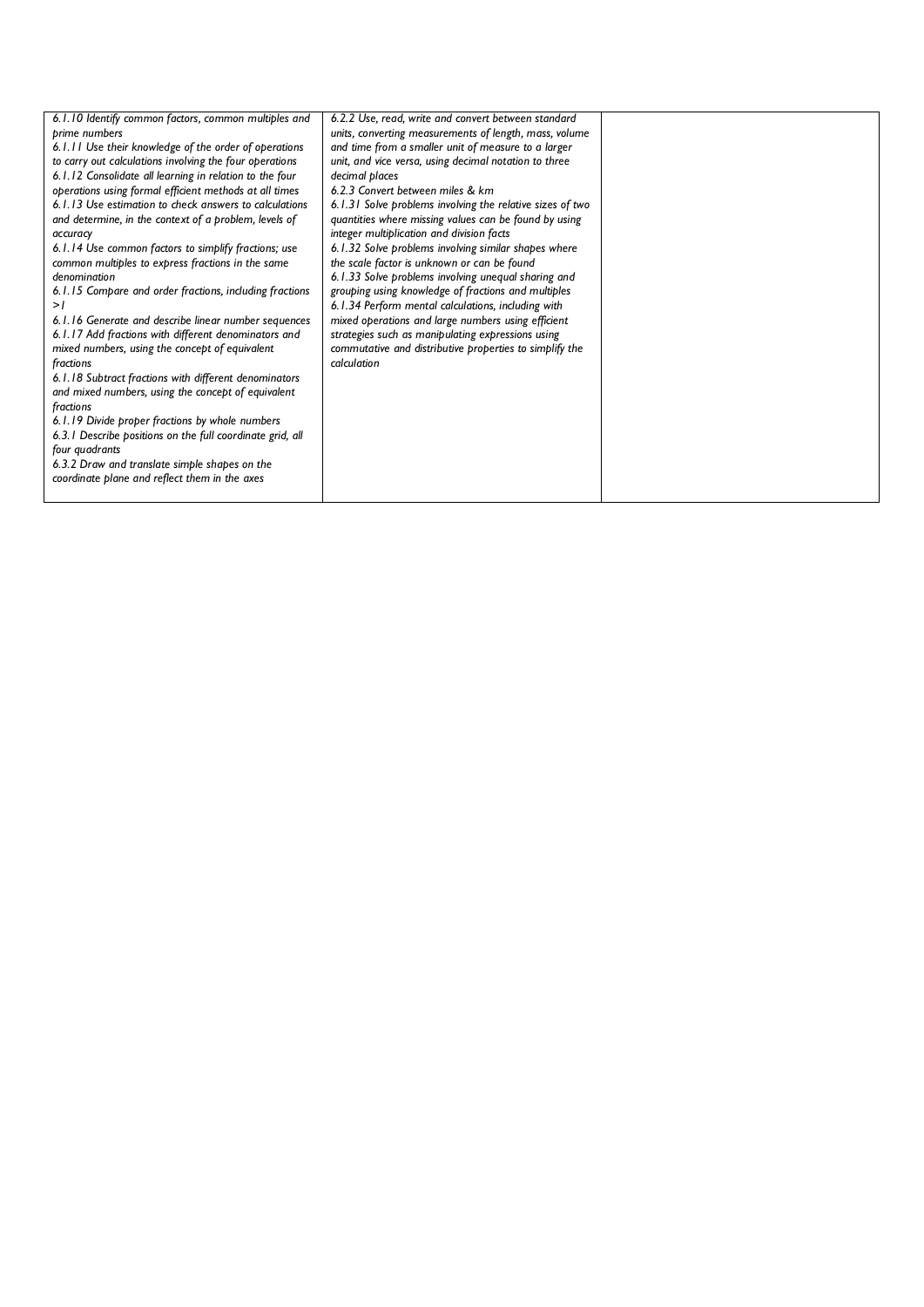| | | |
|---|---|---|
| *6.1.10 Identify common factors, common multiples and prime numbers*<br>*6.1.11 Use their knowledge of the order of operations to carry out calculations involving the four operations*<br>*6.1.12 Consolidate all learning in relation to the four operations using formal efficient methods at all times*<br>*6.1.13 Use estimation to check answers to calculations and determine, in the context of a problem, levels of accuracy*<br>*6.1.14 Use common factors to simplify fractions; use common multiples to express fractions in the same denomination*<br>*6.1.15 Compare and order fractions, including fractions >1*<br>*6.1.16 Generate and describe linear number sequences*<br>*6.1.17 Add fractions with different denominators and mixed numbers, using the concept of equivalent fractions*<br>*6.1.18 Subtract fractions with different denominators and mixed numbers, using the concept of equivalent fractions*<br>*6.1.19 Divide proper fractions by whole numbers*<br>*6.3.1 Describe positions on the full coordinate grid, all four quadrants*<br>*6.3.2 Draw and translate simple shapes on the coordinate plane and reflect them in the axes* | *6.2.2 Use, read, write and convert between standard units, converting measurements of length, mass, volume and time from a smaller unit of measure to a larger unit, and vice versa, using decimal notation to three decimal places*<br>*6.2.3 Convert between miles & km*<br>*6.1.31 Solve problems involving the relative sizes of two quantities where missing values can be found by using integer multiplication and division facts*<br>*6.1.32 Solve problems involving similar shapes where the scale factor is unknown or can be found*<br>*6.1.33 Solve problems involving unequal sharing and grouping using knowledge of fractions and multiples*<br>*6.1.34 Perform mental calculations, including with mixed operations and large numbers using efficient strategies such as manipulating expressions using commutative and distributive properties to simplify the calculation* | |